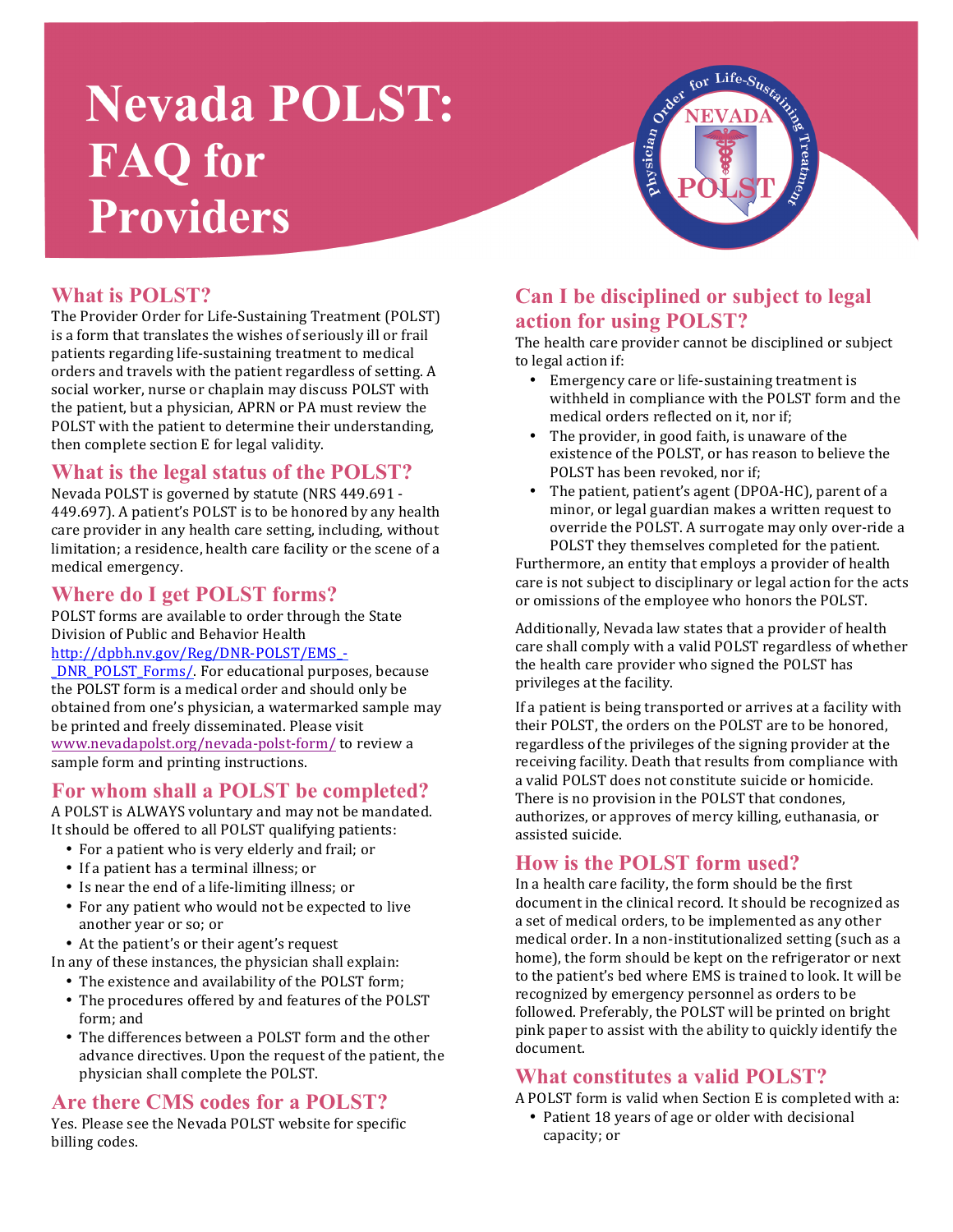# Nevada POLST: FAQ for Providers

## What is POLST?

The Provider Order for Life-Sustaining Treatment (POLST) is a form that translates the wishes of seriously ill or frail patients regarding life-sustaining treatment to medical orders and travels with the patient regardless of setting. A social worker, nurse or chaplain may discuss POLST with the patient, but a physician, APRN or PA must review the POLST with the patient to determine their understanding, then complete section E for legal validity.

## What is the legal status of the POLST?

Nevada POLST is governed by statute (NRS 449.691 - 449.697). A patient's POLST is to be honored by any health care provider in any health care setting, including, without limitation; a residence, health care facility or the scene of a medical emergency.

## Where do I get POLST forms?

POLST forms are available to order through the State Division of Public and Behavior Health [http://dpbh.nv.gov/Reg/DNR-POLST/EMS_-_DNR_POLST_Forms/](http://dpbh.nv.gov/Reg/DNR-POLST/EMS_-_DNR_POLST_Forms/). For educational purposes, because the POLST form is a medical order and should only be obtained from one's physician, a watermarked sample may be printed and freely disseminated. Please visit [www.nevadapolst.org/nevada-polst-form/](www.nevadapolst.org/nevada-polst-form/) to review a sample form and printing instructions.

## For whom shall a POLST be completed?

A POLST is ALWAYS voluntary and may not be mandated. It should be offered to all POLST qualifying patients:

- For a patient who is very elderly and frail; or
- If a patient has a terminal illness; or
- Is near the end of a life-limiting illness; or
- For any patient who would not be expected to live another year or so; or
- At the patient's or their agent's request

In any of these instances, the physician shall explain:

- The existence and availability of the POLST form;
- The procedures offered by and features of the POLST form; and
- The differences between a POLST form and the other advance directives. Upon the request of the patient, the physician shall complete the POLST.

## Are there CMS codes for a POLST?

Yes. Please see the Nevada POLST website for specific billing codes.

## Can I be disciplined or subject to legal action for using POLST?

The health care provider cannot be disciplined or subject to legal action if:

- Emergency care or life-sustaining treatment is withheld in compliance with the POLST form and the medical orders reflected on it, nor if;
- The provider, in good faith, is unaware of the existence of the POLST, or has reason to believe the POLST has been revoked, nor if;
- The patient, patient's agent (DPOA-HC), parent of a minor, or legal guardian makes a written request to override the POLST. A surrogate may only over-ride a POLST they themselves completed for the patient.

Furthermore, an entity that employs a provider of health care is not subject to disciplinary or legal action for the acts or omissions of the employee who honors the POLST.

Additionally, Nevada law states that a provider of health care shall comply with a valid POLST regardless of whether the health care provider who signed the POLST has privileges at the facility.

If a patient is being transported or arrives at a facility with their POLST, the orders on the POLST are to be honored, regardless of the privileges of the signing provider at the receiving facility. Death that results from compliance with a valid POLST does not constitute suicide or homicide. There is no provision in the POLST that condones, authorizes, or approves of mercy killing, euthanasia, or assisted suicide.

## How is the POLST form used?

In a health care facility, the form should be the first document in the clinical record. It should be recognized as a set of medical orders, to be implemented as any other medical order. In a non-institutionalized setting (such as a home), the form should be kept on the refrigerator or next to the patient's bed where EMS is trained to look. It will be recognized by emergency personnel as orders to be followed. Preferably, the POLST will be printed on bright pink paper to assist with the ability to quickly identify the document.

## What constitutes a valid POLST?

A POLST form is valid when Section E is completed with a:

- Patient 18 years of age or older with decisional capacity; or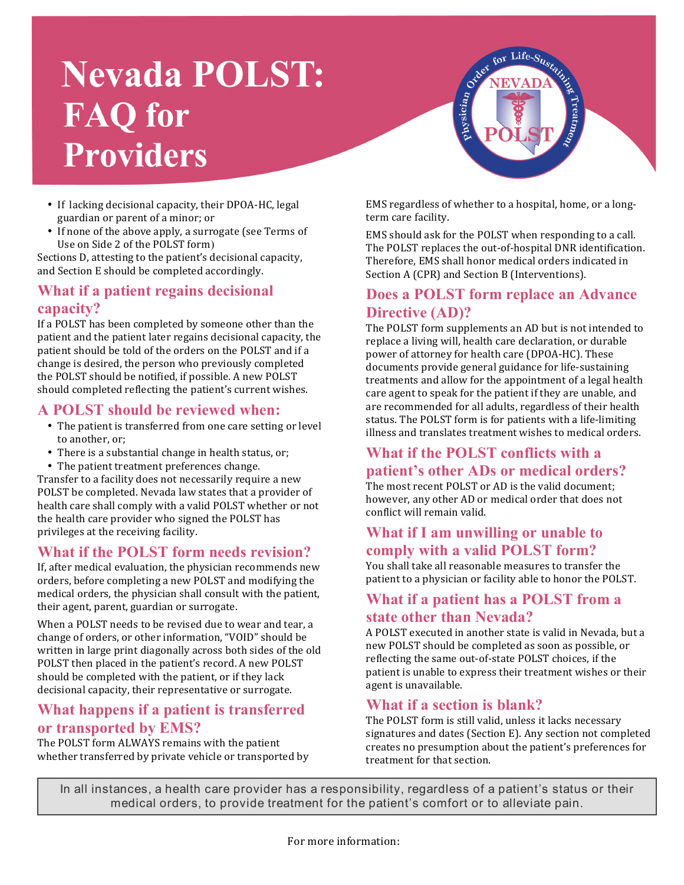# Nevada POLST: FAQ for Providers

- If lacking decisional capacity, their DPOA-HC, legal guardian or parent of a minor; or
- If none of the above apply, a surrogate (see Terms of Use on Side 2 of the POLST form)

Sections D, attesting to the patient's decisional capacity, and Section E should be completed accordingly.

## What if a patient regains decisional capacity?

If a POLST has been completed by someone other than the patient and the patient later regains decisional capacity, the patient should be told of the orders on the POLST and if a change is desired, the person who previously completed the POLST should be notified, if possible. A new POLST should completed reflecting the patient's current wishes.

## A POLST should be reviewed when:

- The patient is transferred from one care setting or level to another, or;
- There is a substantial change in health status, or;
- The patient treatment preferences change.

Transfer to a facility does not necessarily require a new POLST be completed. Nevada law states that a provider of health care shall comply with a valid POLST whether or not the health care provider who signed the POLST has privileges at the receiving facility.

## What if the POLST form needs revision?

If, after medical evaluation, the physician recommends new orders, before completing a new POLST and modifying the medical orders, the physician shall consult with the patient, their agent, parent, guardian or surrogate.

When a POLST needs to be revised due to wear and tear, a change of orders, or other information, "VOID" should be written in large print diagonally across both sides of the old POLST then placed in the patient's record. A new POLST should be completed with the patient, or if they lack decisional capacity, their representative or surrogate.

## What happens if a patient is transferred or transported by EMS?

The POLST form ALWAYS remains with the patient whether transferred by private vehicle or transported by EMS regardless of whether to a hospital, home, or a long-term care facility.

EMS should ask for the POLST when responding to a call. The POLST replaces the out-of-hospital DNR identification. Therefore, EMS shall honor medical orders indicated in Section A (CPR) and Section B (Interventions).

## Does a POLST form replace an Advance Directive (AD)?

The POLST form supplements an AD but is not intended to replace a living will, health care declaration, or durable power of attorney for health care (DPOA-HC). These documents provide general guidance for life-sustaining treatments and allow for the appointment of a legal health care agent to speak for the patient if they are unable, and are recommended for all adults, regardless of their health status. The POLST form is for patients with a life-limiting illness and translates treatment wishes to medical orders.

## What if the POLST conflicts with a patient's other ADs or medical orders?

The most recent POLST or AD is the valid document; however, any other AD or medical order that does not conflict will remain valid.

## What if I am unwilling or unable to comply with a valid POLST form?

You shall take all reasonable measures to transfer the patient to a physician or facility able to honor the POLST.

## What if a patient has a POLST from a state other than Nevada?

A POLST executed in another state is valid in Nevada, but a new POLST should be completed as soon as possible, or reflecting the same out-of-state POLST choices, if the patient is unable to express their treatment wishes or their agent is unavailable.

## What if a section is blank?

The POLST form is still valid, unless it lacks necessary signatures and dates (Section E). Any section not completed creates no presumption about the patient's preferences for treatment for that section.

> In all instances, a health care provider has a responsibility, regardless of a patient's status or their medical orders, to provide treatment for the patient's comfort or to alleviate pain.

For more information: